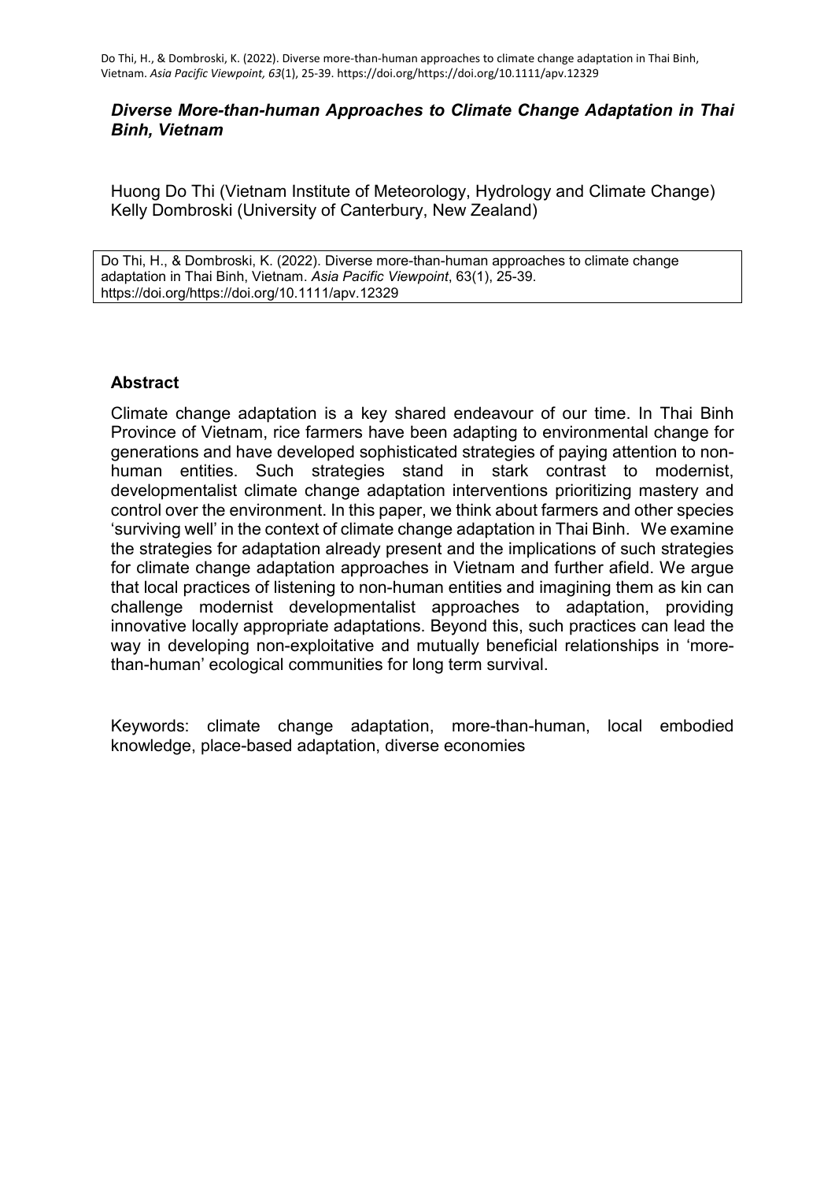# *Diverse More-than-human Approaches to Climate Change Adaptation in Thai Binh, Vietnam*

Huong Do Thi (Vietnam Institute of Meteorology, Hydrology and Climate Change)
Kelly Dombroski (University of Canterbury, New Zealand)

Do Thi, H., & Dombroski, K. (2022). Diverse more-than-human approaches to climate change adaptation in Thai Binh, Vietnam. *Asia Pacific Viewpoint*, 63(1), 25-39. https://doi.org/https://doi.org/10.1111/apv.12329

## Abstract

Climate change adaptation is a key shared endeavour of our time. In Thai Binh Province of Vietnam, rice farmers have been adapting to environmental change for generations and have developed sophisticated strategies of paying attention to non-human entities. Such strategies stand in stark contrast to modernist, developmentalist climate change adaptation interventions prioritizing mastery and control over the environment. In this paper, we think about farmers and other species 'surviving well' in the context of climate change adaptation in Thai Binh. We examine the strategies for adaptation already present and the implications of such strategies for climate change adaptation approaches in Vietnam and further afield. We argue that local practices of listening to non-human entities and imagining them as kin can challenge modernist developmentalist approaches to adaptation, providing innovative locally appropriate adaptations. Beyond this, such practices can lead the way in developing non-exploitative and mutually beneficial relationships in 'more-than-human' ecological communities for long term survival.

Keywords: climate change adaptation, more-than-human, local embodied knowledge, place-based adaptation, diverse economies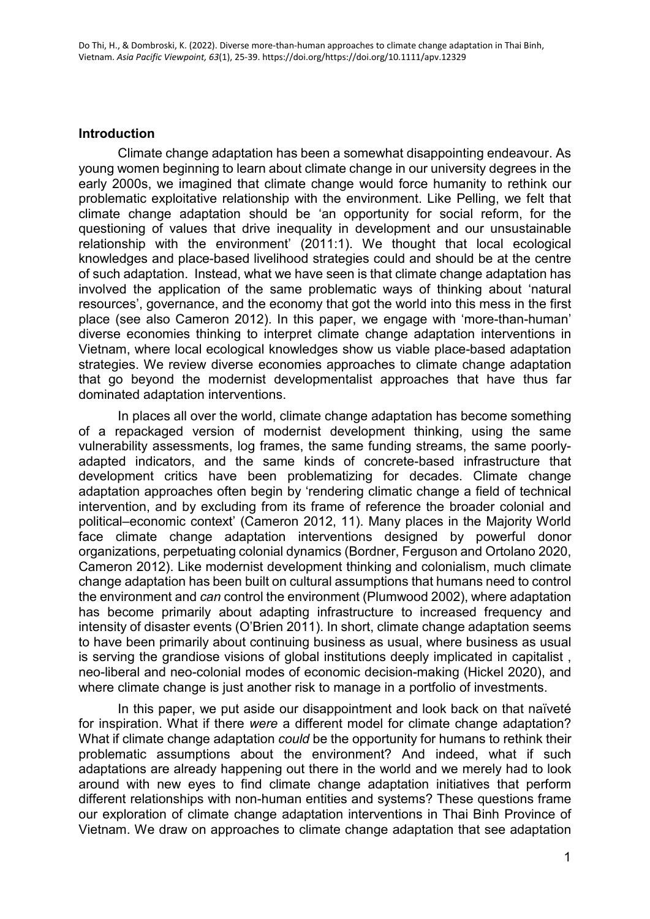## Introduction

Climate change adaptation has been a somewhat disappointing endeavour. As young women beginning to learn about climate change in our university degrees in the early 2000s, we imagined that climate change would force humanity to rethink our problematic exploitative relationship with the environment. Like Pelling, we felt that climate change adaptation should be 'an opportunity for social reform, for the questioning of values that drive inequality in development and our unsustainable relationship with the environment' (2011:1). We thought that local ecological knowledges and place-based livelihood strategies could and should be at the centre of such adaptation. Instead, what we have seen is that climate change adaptation has involved the application of the same problematic ways of thinking about 'natural resources', governance, and the economy that got the world into this mess in the first place (see also Cameron 2012). In this paper, we engage with 'more-than-human' diverse economies thinking to interpret climate change adaptation interventions in Vietnam, where local ecological knowledges show us viable place-based adaptation strategies. We review diverse economies approaches to climate change adaptation that go beyond the modernist developmentalist approaches that have thus far dominated adaptation interventions.

In places all over the world, climate change adaptation has become something of a repackaged version of modernist development thinking, using the same vulnerability assessments, log frames, the same funding streams, the same poorly-adapted indicators, and the same kinds of concrete-based infrastructure that development critics have been problematizing for decades. Climate change adaptation approaches often begin by 'rendering climatic change a field of technical intervention, and by excluding from its frame of reference the broader colonial and political–economic context' (Cameron 2012, 11). Many places in the Majority World face climate change adaptation interventions designed by powerful donor organizations, perpetuating colonial dynamics (Bordner, Ferguson and Ortolano 2020, Cameron 2012). Like modernist development thinking and colonialism, much climate change adaptation has been built on cultural assumptions that humans need to control the environment and *can* control the environment (Plumwood 2002), where adaptation has become primarily about adapting infrastructure to increased frequency and intensity of disaster events (O'Brien 2011). In short, climate change adaptation seems to have been primarily about continuing business as usual, where business as usual is serving the grandiose visions of global institutions deeply implicated in capitalist , neo-liberal and neo-colonial modes of economic decision-making (Hickel 2020), and where climate change is just another risk to manage in a portfolio of investments.

In this paper, we put aside our disappointment and look back on that naïveté for inspiration. What if there *were* a different model for climate change adaptation? What if climate change adaptation *could* be the opportunity for humans to rethink their problematic assumptions about the environment? And indeed, what if such adaptations are already happening out there in the world and we merely had to look around with new eyes to find climate change adaptation initiatives that perform different relationships with non-human entities and systems? These questions frame our exploration of climate change adaptation interventions in Thai Binh Province of Vietnam. We draw on approaches to climate change adaptation that see adaptation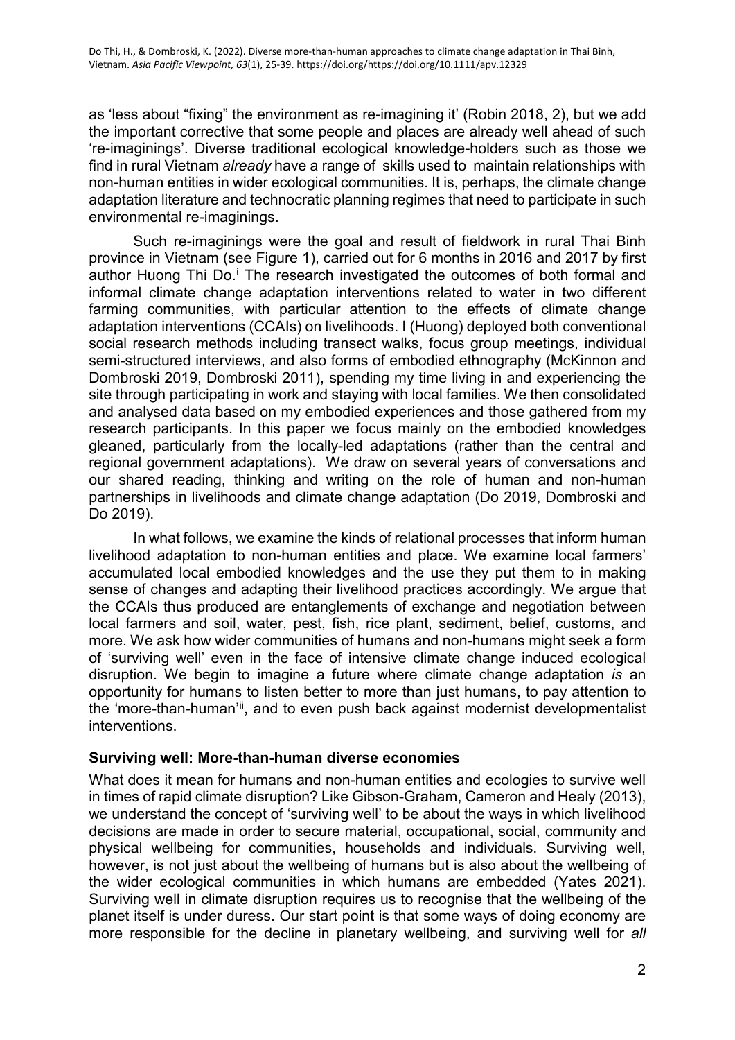as 'less about "fixing" the environment as re-imagining it' (Robin 2018, 2), but we add the important corrective that some people and places are already well ahead of such 're-imaginings'. Diverse traditional ecological knowledge-holders such as those we find in rural Vietnam *already* have a range of skills used to maintain relationships with non-human entities in wider ecological communities. It is, perhaps, the climate change adaptation literature and technocratic planning regimes that need to participate in such environmental re-imaginings.

Such re-imaginings were the goal and result of fieldwork in rural Thai Binh province in Vietnam (see Figure 1), carried out for 6 months in 2016 and 2017 by first author Huong Thi Do.[i] The research investigated the outcomes of both formal and informal climate change adaptation interventions related to water in two different farming communities, with particular attention to the effects of climate change adaptation interventions (CCAIs) on livelihoods. I (Huong) deployed both conventional social research methods including transect walks, focus group meetings, individual semi-structured interviews, and also forms of embodied ethnography (McKinnon and Dombroski 2019, Dombroski 2011), spending my time living in and experiencing the site through participating in work and staying with local families. We then consolidated and analysed data based on my embodied experiences and those gathered from my research participants. In this paper we focus mainly on the embodied knowledges gleaned, particularly from the locally-led adaptations (rather than the central and regional government adaptations). We draw on several years of conversations and our shared reading, thinking and writing on the role of human and non-human partnerships in livelihoods and climate change adaptation (Do 2019, Dombroski and Do 2019).

In what follows, we examine the kinds of relational processes that inform human livelihood adaptation to non-human entities and place. We examine local farmers' accumulated local embodied knowledges and the use they put them to in making sense of changes and adapting their livelihood practices accordingly. We argue that the CCAIs thus produced are entanglements of exchange and negotiation between local farmers and soil, water, pest, fish, rice plant, sediment, belief, customs, and more. We ask how wider communities of humans and non-humans might seek a form of 'surviving well' even in the face of intensive climate change induced ecological disruption. We begin to imagine a future where climate change adaptation *is* an opportunity for humans to listen better to more than just humans, to pay attention to the 'more-than-human'[ii], and to even push back against modernist developmentalist interventions.

## Surviving well: More-than-human diverse economies

What does it mean for humans and non-human entities and ecologies to survive well in times of rapid climate disruption? Like Gibson-Graham, Cameron and Healy (2013), we understand the concept of 'surviving well' to be about the ways in which livelihood decisions are made in order to secure material, occupational, social, community and physical wellbeing for communities, households and individuals. Surviving well, however, is not just about the wellbeing of humans but is also about the wellbeing of the wider ecological communities in which humans are embedded (Yates 2021). Surviving well in climate disruption requires us to recognise that the wellbeing of the planet itself is under duress. Our start point is that some ways of doing economy are more responsible for the decline in planetary wellbeing, and surviving well for *all*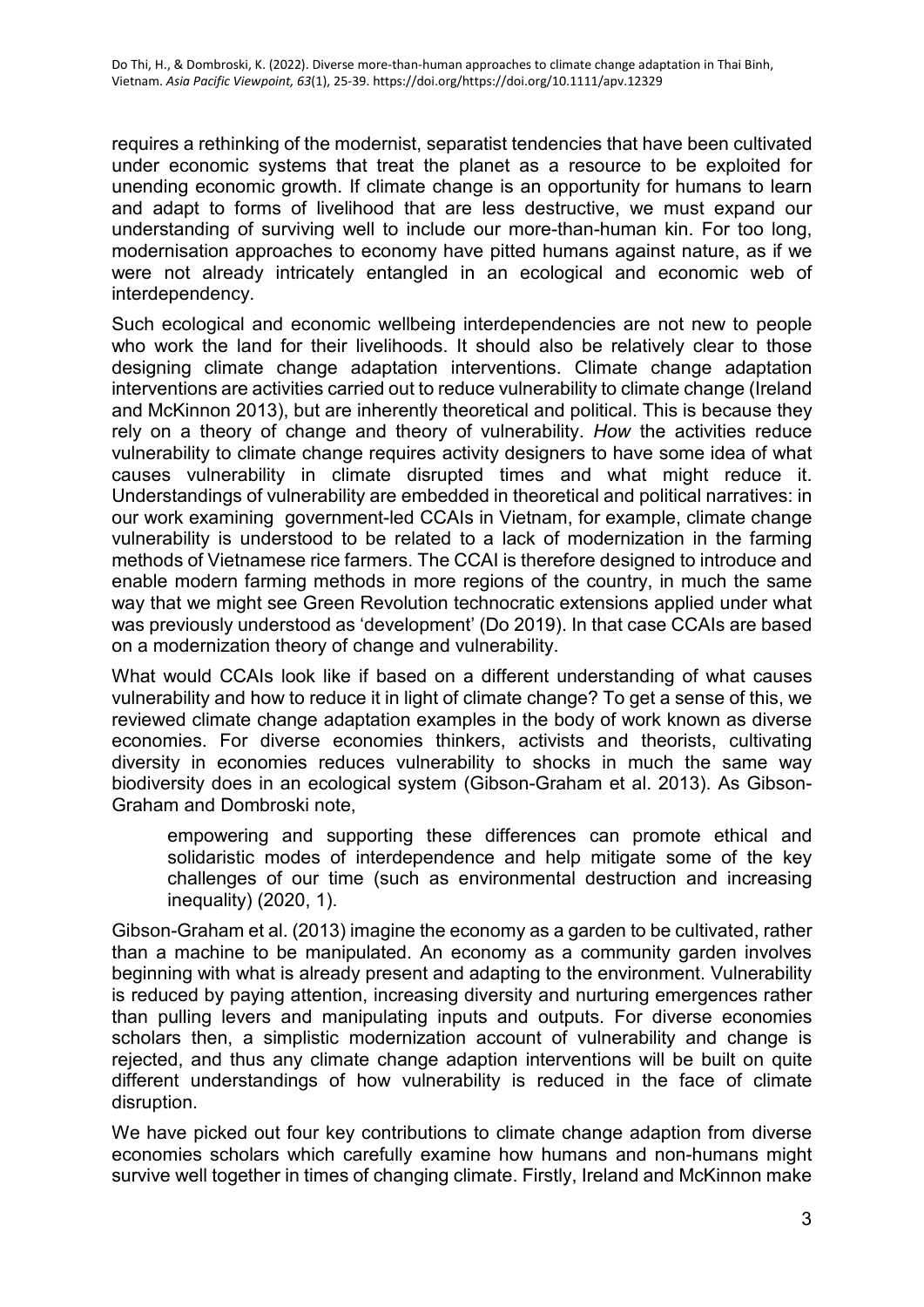requires a rethinking of the modernist, separatist tendencies that have been cultivated under economic systems that treat the planet as a resource to be exploited for unending economic growth. If climate change is an opportunity for humans to learn and adapt to forms of livelihood that are less destructive, we must expand our understanding of surviving well to include our more-than-human kin. For too long, modernisation approaches to economy have pitted humans against nature, as if we were not already intricately entangled in an ecological and economic web of interdependency.

Such ecological and economic wellbeing interdependencies are not new to people who work the land for their livelihoods. It should also be relatively clear to those designing climate change adaptation interventions. Climate change adaptation interventions are activities carried out to reduce vulnerability to climate change (Ireland and McKinnon 2013), but are inherently theoretical and political. This is because they rely on a theory of change and theory of vulnerability. *How* the activities reduce vulnerability to climate change requires activity designers to have some idea of what causes vulnerability in climate disrupted times and what might reduce it. Understandings of vulnerability are embedded in theoretical and political narratives: in our work examining government-led CCAIs in Vietnam, for example, climate change vulnerability is understood to be related to a lack of modernization in the farming methods of Vietnamese rice farmers. The CCAI is therefore designed to introduce and enable modern farming methods in more regions of the country, in much the same way that we might see Green Revolution technocratic extensions applied under what was previously understood as 'development' (Do 2019). In that case CCAIs are based on a modernization theory of change and vulnerability.

What would CCAIs look like if based on a different understanding of what causes vulnerability and how to reduce it in light of climate change? To get a sense of this, we reviewed climate change adaptation examples in the body of work known as diverse economies. For diverse economies thinkers, activists and theorists, cultivating diversity in economies reduces vulnerability to shocks in much the same way biodiversity does in an ecological system (Gibson-Graham et al. 2013). As Gibson-Graham and Dombroski note,

> empowering and supporting these differences can promote ethical and solidaristic modes of interdependence and help mitigate some of the key challenges of our time (such as environmental destruction and increasing inequality) (2020, 1).

Gibson-Graham et al. (2013) imagine the economy as a garden to be cultivated, rather than a machine to be manipulated. An economy as a community garden involves beginning with what is already present and adapting to the environment. Vulnerability is reduced by paying attention, increasing diversity and nurturing emergences rather than pulling levers and manipulating inputs and outputs. For diverse economies scholars then, a simplistic modernization account of vulnerability and change is rejected, and thus any climate change adaption interventions will be built on quite different understandings of how vulnerability is reduced in the face of climate disruption.

We have picked out four key contributions to climate change adaption from diverse economies scholars which carefully examine how humans and non-humans might survive well together in times of changing climate. Firstly, Ireland and McKinnon make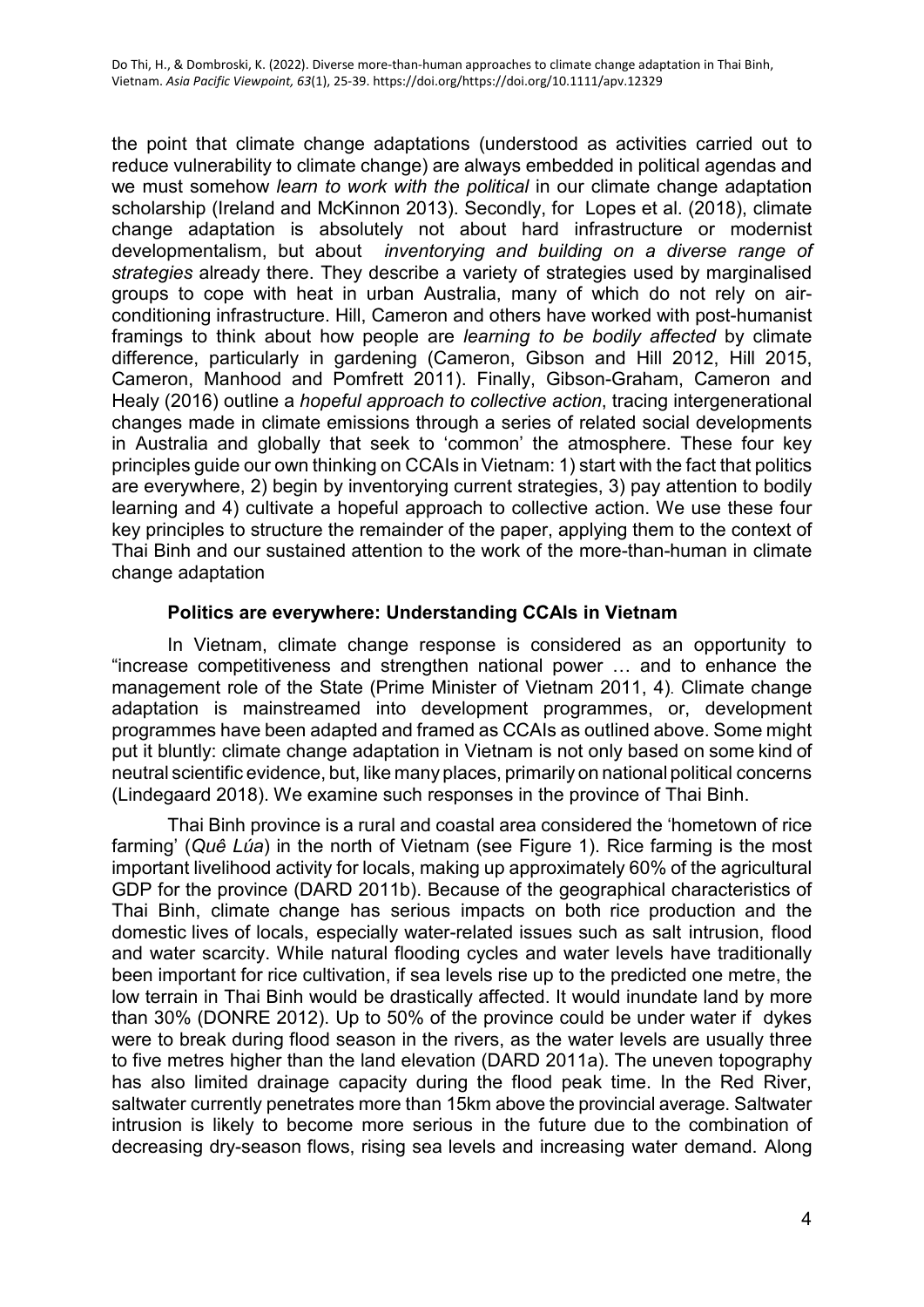the point that climate change adaptations (understood as activities carried out to reduce vulnerability to climate change) are always embedded in political agendas and we must somehow *learn to work with the political* in our climate change adaptation scholarship (Ireland and McKinnon 2013). Secondly, for Lopes et al. (2018), climate change adaptation is absolutely not about hard infrastructure or modernist developmentalism, but about *inventorying and building on a diverse range of strategies* already there. They describe a variety of strategies used by marginalised groups to cope with heat in urban Australia, many of which do not rely on air-conditioning infrastructure. Hill, Cameron and others have worked with post-humanist framings to think about how people are *learning to be bodily affected* by climate difference, particularly in gardening (Cameron, Gibson and Hill 2012, Hill 2015, Cameron, Manhood and Pomfrett 2011). Finally, Gibson-Graham, Cameron and Healy (2016) outline a *hopeful approach to collective action*, tracing intergenerational changes made in climate emissions through a series of related social developments in Australia and globally that seek to 'common' the atmosphere. These four key principles guide our own thinking on CCAIs in Vietnam: 1) start with the fact that politics are everywhere, 2) begin by inventorying current strategies, 3) pay attention to bodily learning and 4) cultivate a hopeful approach to collective action. We use these four key principles to structure the remainder of the paper, applying them to the context of Thai Binh and our sustained attention to the work of the more-than-human in climate change adaptation

## Politics are everywhere: Understanding CCAIs in Vietnam

In Vietnam, climate change response is considered as an opportunity to "increase competitiveness and strengthen national power … and to enhance the management role of the State (Prime Minister of Vietnam 2011, 4). Climate change adaptation is mainstreamed into development programmes, or, development programmes have been adapted and framed as CCAIs as outlined above. Some might put it bluntly: climate change adaptation in Vietnam is not only based on some kind of neutral scientific evidence, but, like many places, primarily on national political concerns (Lindegaard 2018). We examine such responses in the province of Thai Binh.

Thai Binh province is a rural and coastal area considered the 'hometown of rice farming' (*Quê Lúa*) in the north of Vietnam (see Figure 1). Rice farming is the most important livelihood activity for locals, making up approximately 60% of the agricultural GDP for the province (DARD 2011b). Because of the geographical characteristics of Thai Binh, climate change has serious impacts on both rice production and the domestic lives of locals, especially water-related issues such as salt intrusion, flood and water scarcity. While natural flooding cycles and water levels have traditionally been important for rice cultivation, if sea levels rise up to the predicted one metre, the low terrain in Thai Binh would be drastically affected. It would inundate land by more than 30% (DONRE 2012). Up to 50% of the province could be under water if dykes were to break during flood season in the rivers, as the water levels are usually three to five metres higher than the land elevation (DARD 2011a). The uneven topography has also limited drainage capacity during the flood peak time. In the Red River, saltwater currently penetrates more than 15km above the provincial average. Saltwater intrusion is likely to become more serious in the future due to the combination of decreasing dry-season flows, rising sea levels and increasing water demand. Along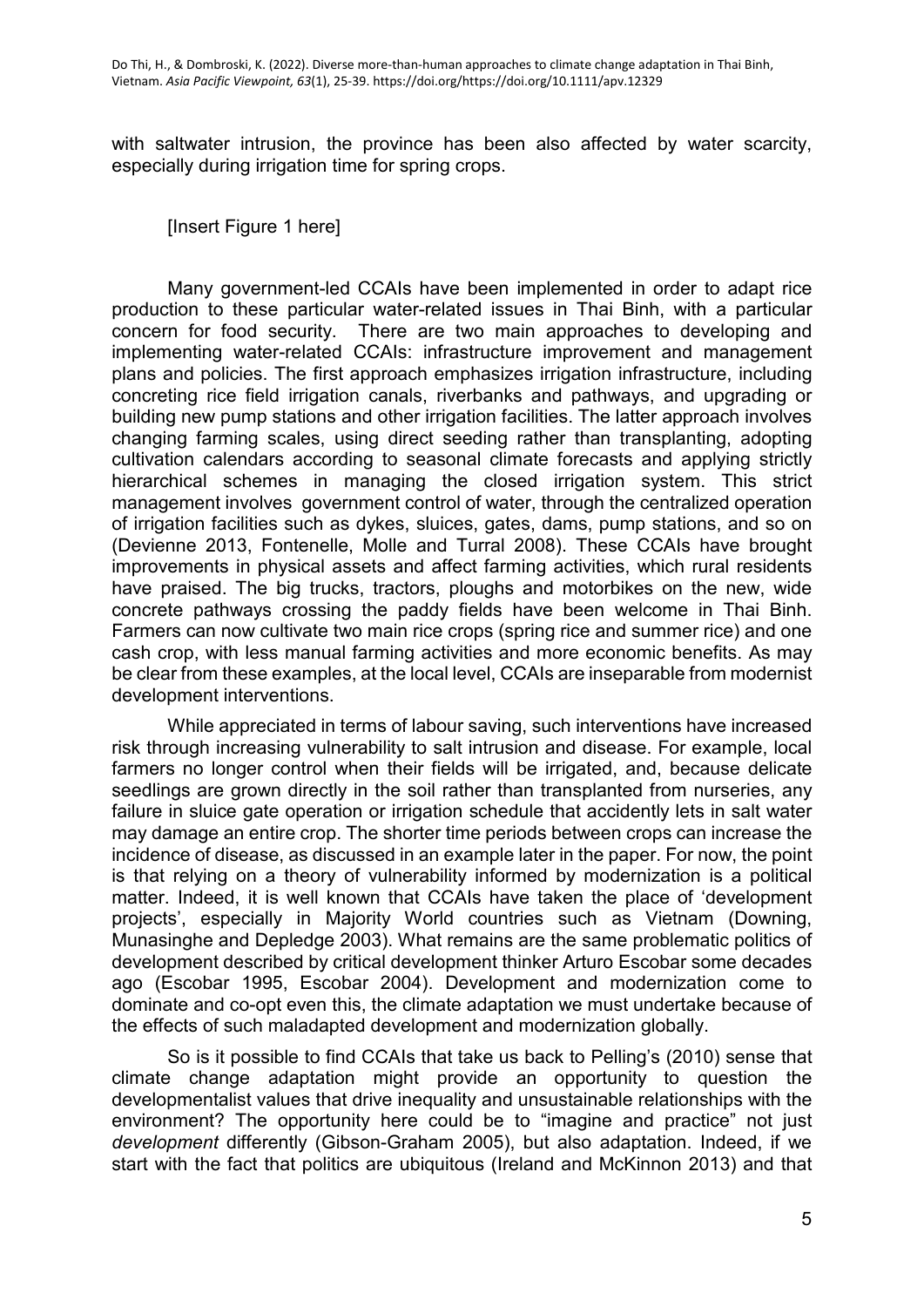with saltwater intrusion, the province has been also affected by water scarcity, especially during irrigation time for spring crops.

[Insert Figure 1 here]

Many government-led CCAIs have been implemented in order to adapt rice production to these particular water-related issues in Thai Binh, with a particular concern for food security. There are two main approaches to developing and implementing water-related CCAIs: infrastructure improvement and management plans and policies. The first approach emphasizes irrigation infrastructure, including concreting rice field irrigation canals, riverbanks and pathways, and upgrading or building new pump stations and other irrigation facilities. The latter approach involves changing farming scales, using direct seeding rather than transplanting, adopting cultivation calendars according to seasonal climate forecasts and applying strictly hierarchical schemes in managing the closed irrigation system. This strict management involves government control of water, through the centralized operation of irrigation facilities such as dykes, sluices, gates, dams, pump stations, and so on (Devienne 2013, Fontenelle, Molle and Turral 2008). These CCAIs have brought improvements in physical assets and affect farming activities, which rural residents have praised. The big trucks, tractors, ploughs and motorbikes on the new, wide concrete pathways crossing the paddy fields have been welcome in Thai Binh. Farmers can now cultivate two main rice crops (spring rice and summer rice) and one cash crop, with less manual farming activities and more economic benefits. As may be clear from these examples, at the local level, CCAIs are inseparable from modernist development interventions.

While appreciated in terms of labour saving, such interventions have increased risk through increasing vulnerability to salt intrusion and disease. For example, local farmers no longer control when their fields will be irrigated, and, because delicate seedlings are grown directly in the soil rather than transplanted from nurseries, any failure in sluice gate operation or irrigation schedule that accidently lets in salt water may damage an entire crop. The shorter time periods between crops can increase the incidence of disease, as discussed in an example later in the paper. For now, the point is that relying on a theory of vulnerability informed by modernization is a political matter. Indeed, it is well known that CCAIs have taken the place of 'development projects', especially in Majority World countries such as Vietnam (Downing, Munasinghe and Depledge 2003). What remains are the same problematic politics of development described by critical development thinker Arturo Escobar some decades ago (Escobar 1995, Escobar 2004). Development and modernization come to dominate and co-opt even this, the climate adaptation we must undertake because of the effects of such maladapted development and modernization globally.

So is it possible to find CCAIs that take us back to Pelling's (2010) sense that climate change adaptation might provide an opportunity to question the developmentalist values that drive inequality and unsustainable relationships with the environment? The opportunity here could be to "imagine and practice" not just *development* differently (Gibson-Graham 2005), but also adaptation. Indeed, if we start with the fact that politics are ubiquitous (Ireland and McKinnon 2013) and that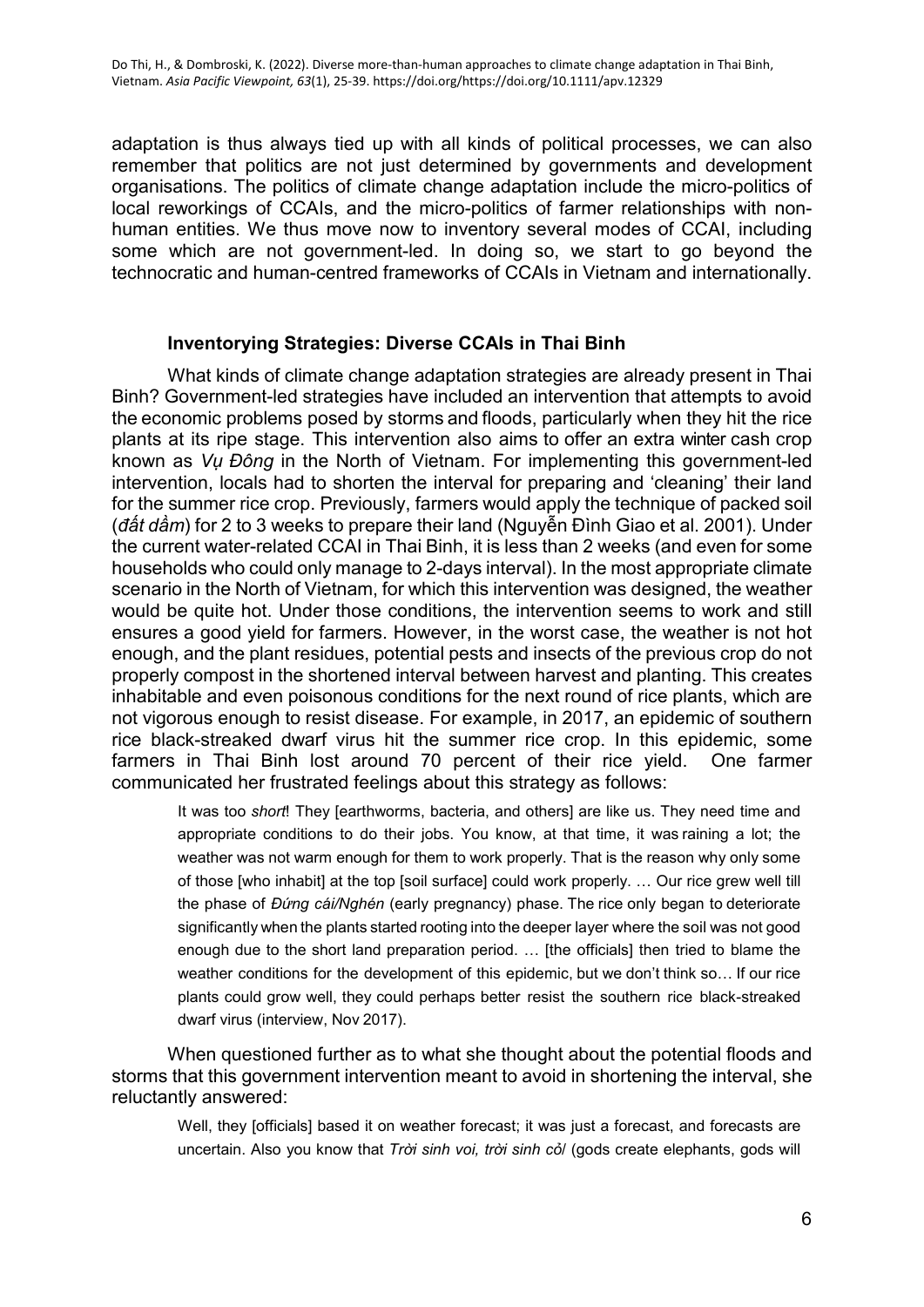adaptation is thus always tied up with all kinds of political processes, we can also remember that politics are not just determined by governments and development organisations. The politics of climate change adaptation include the micro-politics of local reworkings of CCAIs, and the micro-politics of farmer relationships with non-human entities. We thus move now to inventory several modes of CCAI, including some which are not government-led. In doing so, we start to go beyond the technocratic and human-centred frameworks of CCAIs in Vietnam and internationally.

## Inventorying Strategies: Diverse CCAIs in Thai Binh

What kinds of climate change adaptation strategies are already present in Thai Binh? Government-led strategies have included an intervention that attempts to avoid the economic problems posed by storms and floods, particularly when they hit the rice plants at its ripe stage. This intervention also aims to offer an extra winter cash crop known as *Vụ Đông* in the North of Vietnam. For implementing this government-led intervention, locals had to shorten the interval for preparing and 'cleaning' their land for the summer rice crop. Previously, farmers would apply the technique of packed soil (*đất dầm*) for 2 to 3 weeks to prepare their land (Nguyễn Đình Giao et al. 2001). Under the current water-related CCAI in Thai Binh, it is less than 2 weeks (and even for some households who could only manage to 2-days interval). In the most appropriate climate scenario in the North of Vietnam, for which this intervention was designed, the weather would be quite hot. Under those conditions, the intervention seems to work and still ensures a good yield for farmers. However, in the worst case, the weather is not hot enough, and the plant residues, potential pests and insects of the previous crop do not properly compost in the shortened interval between harvest and planting. This creates inhabitable and even poisonous conditions for the next round of rice plants, which are not vigorous enough to resist disease. For example, in 2017, an epidemic of southern rice black-streaked dwarf virus hit the summer rice crop. In this epidemic, some farmers in Thai Binh lost around 70 percent of their rice yield. One farmer communicated her frustrated feelings about this strategy as follows:

> It was too *short*! They [earthworms, bacteria, and others] are like us. They need time and appropriate conditions to do their jobs. You know, at that time, it was raining a lot; the weather was not warm enough for them to work properly. That is the reason why only some of those [who inhabit] at the top [soil surface] could work properly. … Our rice grew well till the phase of *Đứng cái/Nghén* (early pregnancy) phase. The rice only began to deteriorate significantly when the plants started rooting into the deeper layer where the soil was not good enough due to the short land preparation period. … [the officials] then tried to blame the weather conditions for the development of this epidemic, but we don't think so… If our rice plants could grow well, they could perhaps better resist the southern rice black-streaked dwarf virus (interview, Nov 2017).

When questioned further as to what she thought about the potential floods and storms that this government intervention meant to avoid in shortening the interval, she reluctantly answered:

> Well, they [officials] based it on weather forecast; it was just a forecast, and forecasts are uncertain. Also you know that *Trời sinh voi, trời sinh cỏ*/ (gods create elephants, gods will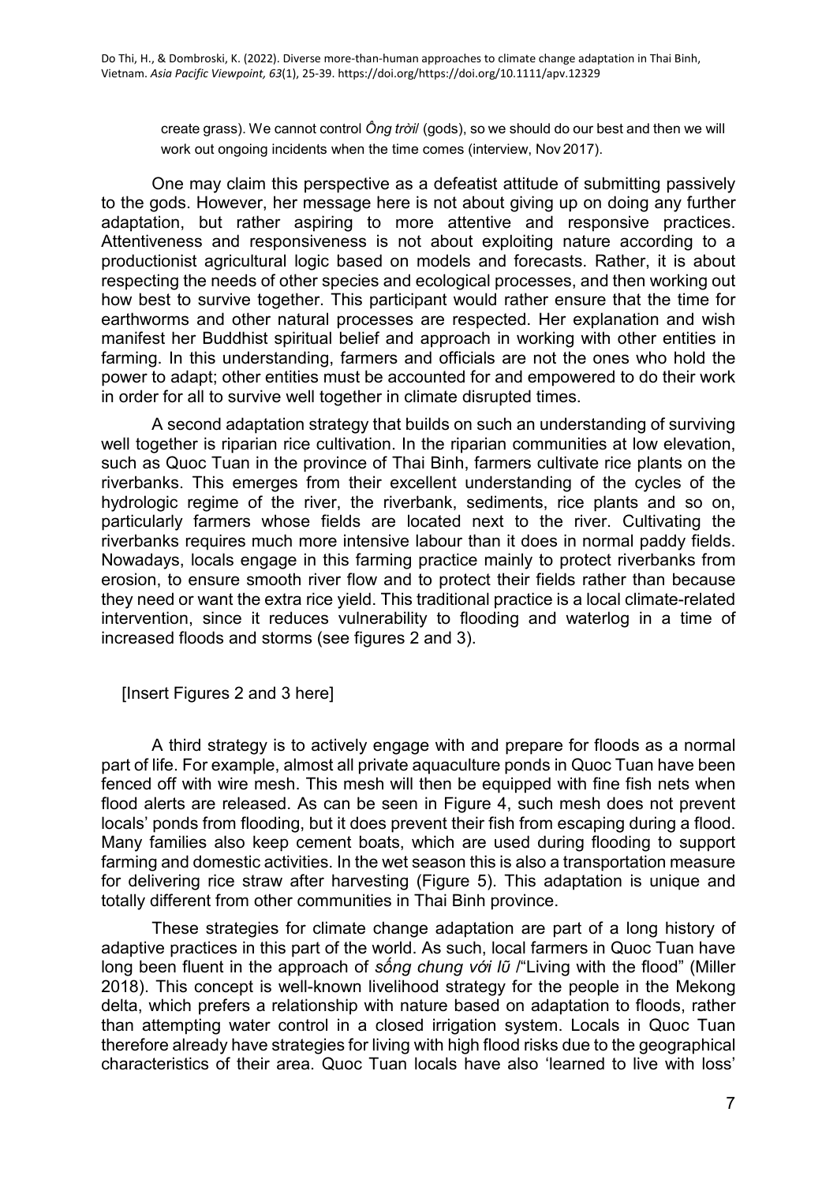> create grass). We cannot control *Ông trời*/ (gods), so we should do our best and then we will work out ongoing incidents when the time comes (interview, Nov 2017).

One may claim this perspective as a defeatist attitude of submitting passively to the gods. However, her message here is not about giving up on doing any further adaptation, but rather aspiring to more attentive and responsive practices. Attentiveness and responsiveness is not about exploiting nature according to a productionist agricultural logic based on models and forecasts. Rather, it is about respecting the needs of other species and ecological processes, and then working out how best to survive together. This participant would rather ensure that the time for earthworms and other natural processes are respected. Her explanation and wish manifest her Buddhist spiritual belief and approach in working with other entities in farming. In this understanding, farmers and officials are not the ones who hold the power to adapt; other entities must be accounted for and empowered to do their work in order for all to survive well together in climate disrupted times.

A second adaptation strategy that builds on such an understanding of surviving well together is riparian rice cultivation. In the riparian communities at low elevation, such as Quoc Tuan in the province of Thai Binh, farmers cultivate rice plants on the riverbanks. This emerges from their excellent understanding of the cycles of the hydrologic regime of the river, the riverbank, sediments, rice plants and so on, particularly farmers whose fields are located next to the river. Cultivating the riverbanks requires much more intensive labour than it does in normal paddy fields. Nowadays, locals engage in this farming practice mainly to protect riverbanks from erosion, to ensure smooth river flow and to protect their fields rather than because they need or want the extra rice yield. This traditional practice is a local climate-related intervention, since it reduces vulnerability to flooding and waterlog in a time of increased floods and storms (see figures 2 and 3).

[Insert Figures 2 and 3 here]

A third strategy is to actively engage with and prepare for floods as a normal part of life. For example, almost all private aquaculture ponds in Quoc Tuan have been fenced off with wire mesh. This mesh will then be equipped with fine fish nets when flood alerts are released. As can be seen in Figure 4, such mesh does not prevent locals' ponds from flooding, but it does prevent their fish from escaping during a flood. Many families also keep cement boats, which are used during flooding to support farming and domestic activities. In the wet season this is also a transportation measure for delivering rice straw after harvesting (Figure 5). This adaptation is unique and totally different from other communities in Thai Binh province.

These strategies for climate change adaptation are part of a long history of adaptive practices in this part of the world. As such, local farmers in Quoc Tuan have long been fluent in the approach of *sống chung với lũ* /"Living with the flood" (Miller 2018). This concept is well-known livelihood strategy for the people in the Mekong delta, which prefers a relationship with nature based on adaptation to floods, rather than attempting water control in a closed irrigation system. Locals in Quoc Tuan therefore already have strategies for living with high flood risks due to the geographical characteristics of their area. Quoc Tuan locals have also 'learned to live with loss'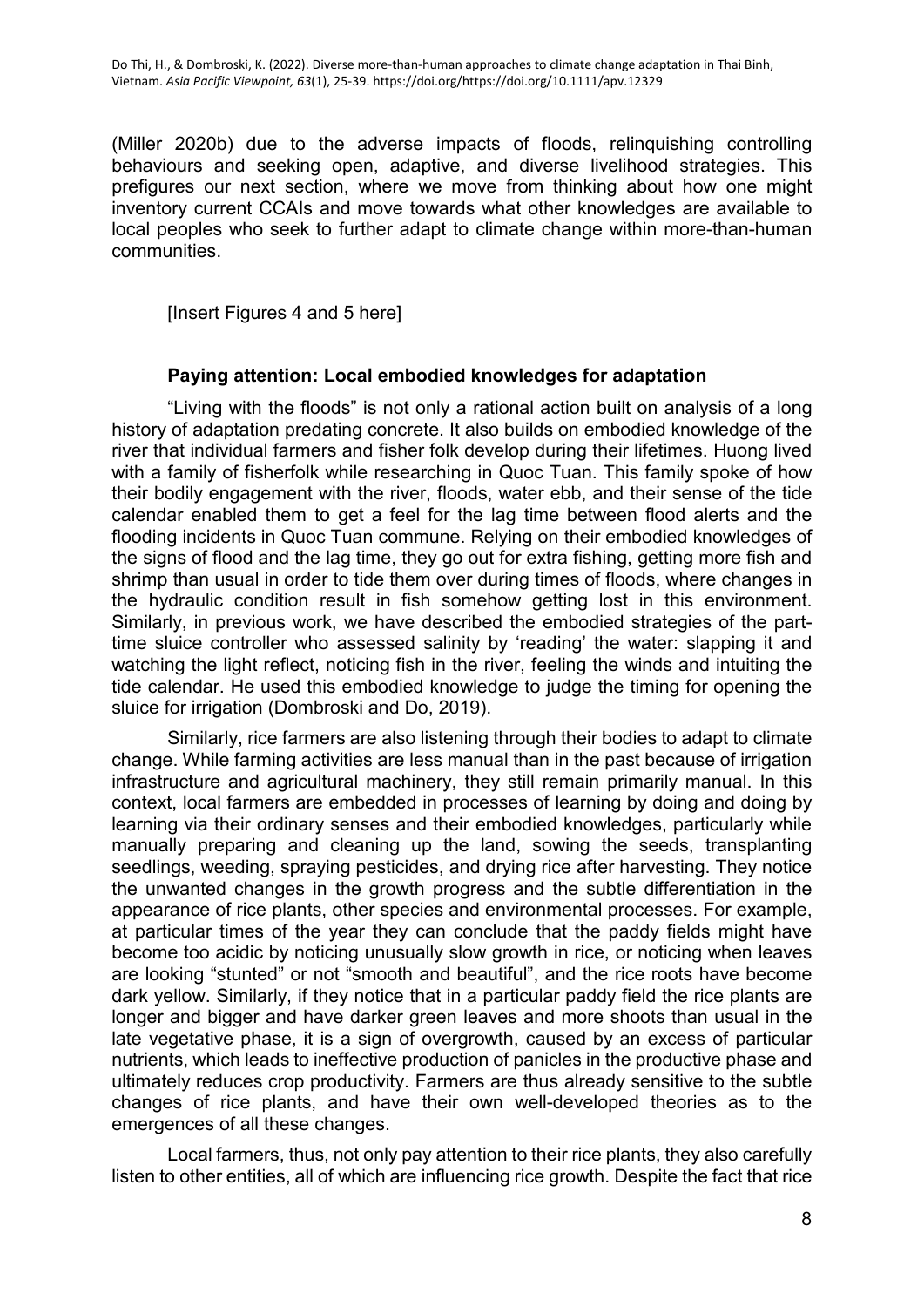(Miller 2020b) due to the adverse impacts of floods, relinquishing controlling behaviours and seeking open, adaptive, and diverse livelihood strategies. This prefigures our next section, where we move from thinking about how one might inventory current CCAIs and move towards what other knowledges are available to local peoples who seek to further adapt to climate change within more-than-human communities.

[Insert Figures 4 and 5 here]

## Paying attention: Local embodied knowledges for adaptation

"Living with the floods" is not only a rational action built on analysis of a long history of adaptation predating concrete. It also builds on embodied knowledge of the river that individual farmers and fisher folk develop during their lifetimes. Huong lived with a family of fisherfolk while researching in Quoc Tuan. This family spoke of how their bodily engagement with the river, floods, water ebb, and their sense of the tide calendar enabled them to get a feel for the lag time between flood alerts and the flooding incidents in Quoc Tuan commune. Relying on their embodied knowledges of the signs of flood and the lag time, they go out for extra fishing, getting more fish and shrimp than usual in order to tide them over during times of floods, where changes in the hydraulic condition result in fish somehow getting lost in this environment. Similarly, in previous work, we have described the embodied strategies of the part-time sluice controller who assessed salinity by 'reading' the water: slapping it and watching the light reflect, noticing fish in the river, feeling the winds and intuiting the tide calendar. He used this embodied knowledge to judge the timing for opening the sluice for irrigation (Dombroski and Do, 2019).

Similarly, rice farmers are also listening through their bodies to adapt to climate change. While farming activities are less manual than in the past because of irrigation infrastructure and agricultural machinery, they still remain primarily manual. In this context, local farmers are embedded in processes of learning by doing and doing by learning via their ordinary senses and their embodied knowledges, particularly while manually preparing and cleaning up the land, sowing the seeds, transplanting seedlings, weeding, spraying pesticides, and drying rice after harvesting. They notice the unwanted changes in the growth progress and the subtle differentiation in the appearance of rice plants, other species and environmental processes. For example, at particular times of the year they can conclude that the paddy fields might have become too acidic by noticing unusually slow growth in rice, or noticing when leaves are looking "stunted" or not "smooth and beautiful", and the rice roots have become dark yellow. Similarly, if they notice that in a particular paddy field the rice plants are longer and bigger and have darker green leaves and more shoots than usual in the late vegetative phase, it is a sign of overgrowth, caused by an excess of particular nutrients, which leads to ineffective production of panicles in the productive phase and ultimately reduces crop productivity. Farmers are thus already sensitive to the subtle changes of rice plants, and have their own well-developed theories as to the emergences of all these changes.

Local farmers, thus, not only pay attention to their rice plants, they also carefully listen to other entities, all of which are influencing rice growth. Despite the fact that rice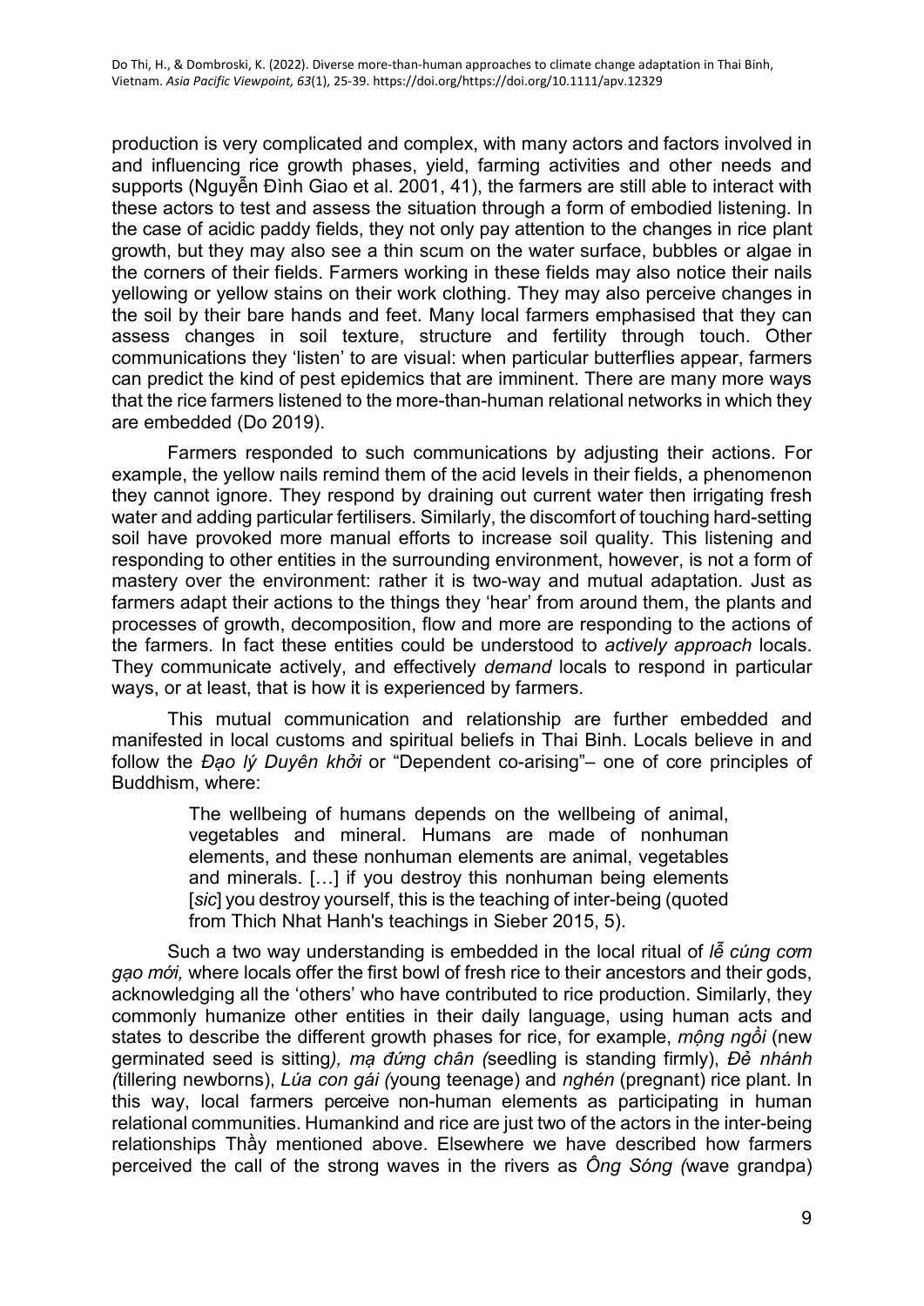production is very complicated and complex, with many actors and factors involved in and influencing rice growth phases, yield, farming activities and other needs and supports (Nguyễn Đình Giao et al. 2001, 41), the farmers are still able to interact with these actors to test and assess the situation through a form of embodied listening. In the case of acidic paddy fields, they not only pay attention to the changes in rice plant growth, but they may also see a thin scum on the water surface, bubbles or algae in the corners of their fields. Farmers working in these fields may also notice their nails yellowing or yellow stains on their work clothing. They may also perceive changes in the soil by their bare hands and feet. Many local farmers emphasised that they can assess changes in soil texture, structure and fertility through touch. Other communications they 'listen' to are visual: when particular butterflies appear, farmers can predict the kind of pest epidemics that are imminent. There are many more ways that the rice farmers listened to the more-than-human relational networks in which they are embedded (Do 2019).

Farmers responded to such communications by adjusting their actions. For example, the yellow nails remind them of the acid levels in their fields, a phenomenon they cannot ignore. They respond by draining out current water then irrigating fresh water and adding particular fertilisers. Similarly, the discomfort of touching hard-setting soil have provoked more manual efforts to increase soil quality. This listening and responding to other entities in the surrounding environment, however, is not a form of mastery over the environment: rather it is two-way and mutual adaptation. Just as farmers adapt their actions to the things they 'hear' from around them, the plants and processes of growth, decomposition, flow and more are responding to the actions of the farmers. In fact these entities could be understood to *actively approach* locals. They communicate actively, and effectively *demand* locals to respond in particular ways, or at least, that is how it is experienced by farmers.

This mutual communication and relationship are further embedded and manifested in local customs and spiritual beliefs in Thai Binh. Locals believe in and follow the *Đạo lý Duyên khởi* or "Dependent co-arising"– one of core principles of Buddhism, where:

> The wellbeing of humans depends on the wellbeing of animal, vegetables and mineral. Humans are made of nonhuman elements, and these nonhuman elements are animal, vegetables and minerals. […] if you destroy this nonhuman being elements [*sic*] you destroy yourself, this is the teaching of inter-being (quoted from Thich Nhat Hanh's teachings in Sieber 2015, 5).

Such a two way understanding is embedded in the local ritual of *lễ cúng cơm gạo mới,* where locals offer the first bowl of fresh rice to their ancestors and their gods, acknowledging all the 'others' who have contributed to rice production. Similarly, they commonly humanize other entities in their daily language, using human acts and states to describe the different growth phases for rice, for example, *mộng ngồi* (new germinated seed is sitting*), mạ đứng chân (*seedling is standing firmly), *Đẻ nhánh (*tillering newborns), *Lúa con gái (*young teenage) and *nghén* (pregnant) rice plant. In this way, local farmers perceive non-human elements as participating in human relational communities. Humankind and rice are just two of the actors in the inter-being relationships Thầy mentioned above. Elsewhere we have described how farmers perceived the call of the strong waves in the rivers as *Ông Sóng (*wave grandpa)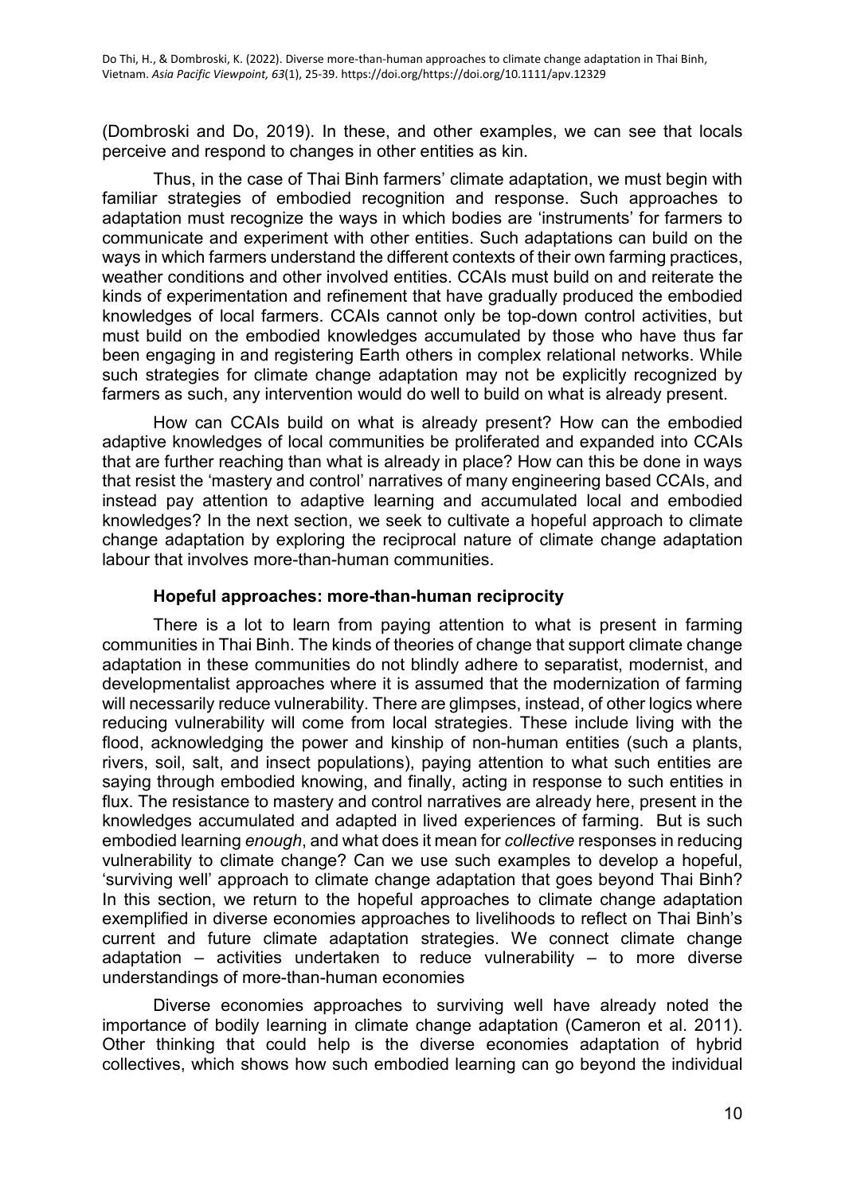(Dombroski and Do, 2019). In these, and other examples, we can see that locals perceive and respond to changes in other entities as kin.

Thus, in the case of Thai Binh farmers' climate adaptation, we must begin with familiar strategies of embodied recognition and response. Such approaches to adaptation must recognize the ways in which bodies are 'instruments' for farmers to communicate and experiment with other entities. Such adaptations can build on the ways in which farmers understand the different contexts of their own farming practices, weather conditions and other involved entities. CCAIs must build on and reiterate the kinds of experimentation and refinement that have gradually produced the embodied knowledges of local farmers. CCAIs cannot only be top-down control activities, but must build on the embodied knowledges accumulated by those who have thus far been engaging in and registering Earth others in complex relational networks. While such strategies for climate change adaptation may not be explicitly recognized by farmers as such, any intervention would do well to build on what is already present.

How can CCAIs build on what is already present? How can the embodied adaptive knowledges of local communities be proliferated and expanded into CCAIs that are further reaching than what is already in place? How can this be done in ways that resist the 'mastery and control' narratives of many engineering based CCAIs, and instead pay attention to adaptive learning and accumulated local and embodied knowledges? In the next section, we seek to cultivate a hopeful approach to climate change adaptation by exploring the reciprocal nature of climate change adaptation labour that involves more-than-human communities.

## Hopeful approaches: more-than-human reciprocity

There is a lot to learn from paying attention to what is present in farming communities in Thai Binh. The kinds of theories of change that support climate change adaptation in these communities do not blindly adhere to separatist, modernist, and developmentalist approaches where it is assumed that the modernization of farming will necessarily reduce vulnerability. There are glimpses, instead, of other logics where reducing vulnerability will come from local strategies. These include living with the flood, acknowledging the power and kinship of non-human entities (such a plants, rivers, soil, salt, and insect populations), paying attention to what such entities are saying through embodied knowing, and finally, acting in response to such entities in flux. The resistance to mastery and control narratives are already here, present in the knowledges accumulated and adapted in lived experiences of farming. But is such embodied learning *enough*, and what does it mean for *collective* responses in reducing vulnerability to climate change? Can we use such examples to develop a hopeful, 'surviving well' approach to climate change adaptation that goes beyond Thai Binh? In this section, we return to the hopeful approaches to climate change adaptation exemplified in diverse economies approaches to livelihoods to reflect on Thai Binh's current and future climate adaptation strategies. We connect climate change adaptation – activities undertaken to reduce vulnerability – to more diverse understandings of more-than-human economies

Diverse economies approaches to surviving well have already noted the importance of bodily learning in climate change adaptation (Cameron et al. 2011). Other thinking that could help is the diverse economies adaptation of hybrid collectives, which shows how such embodied learning can go beyond the individual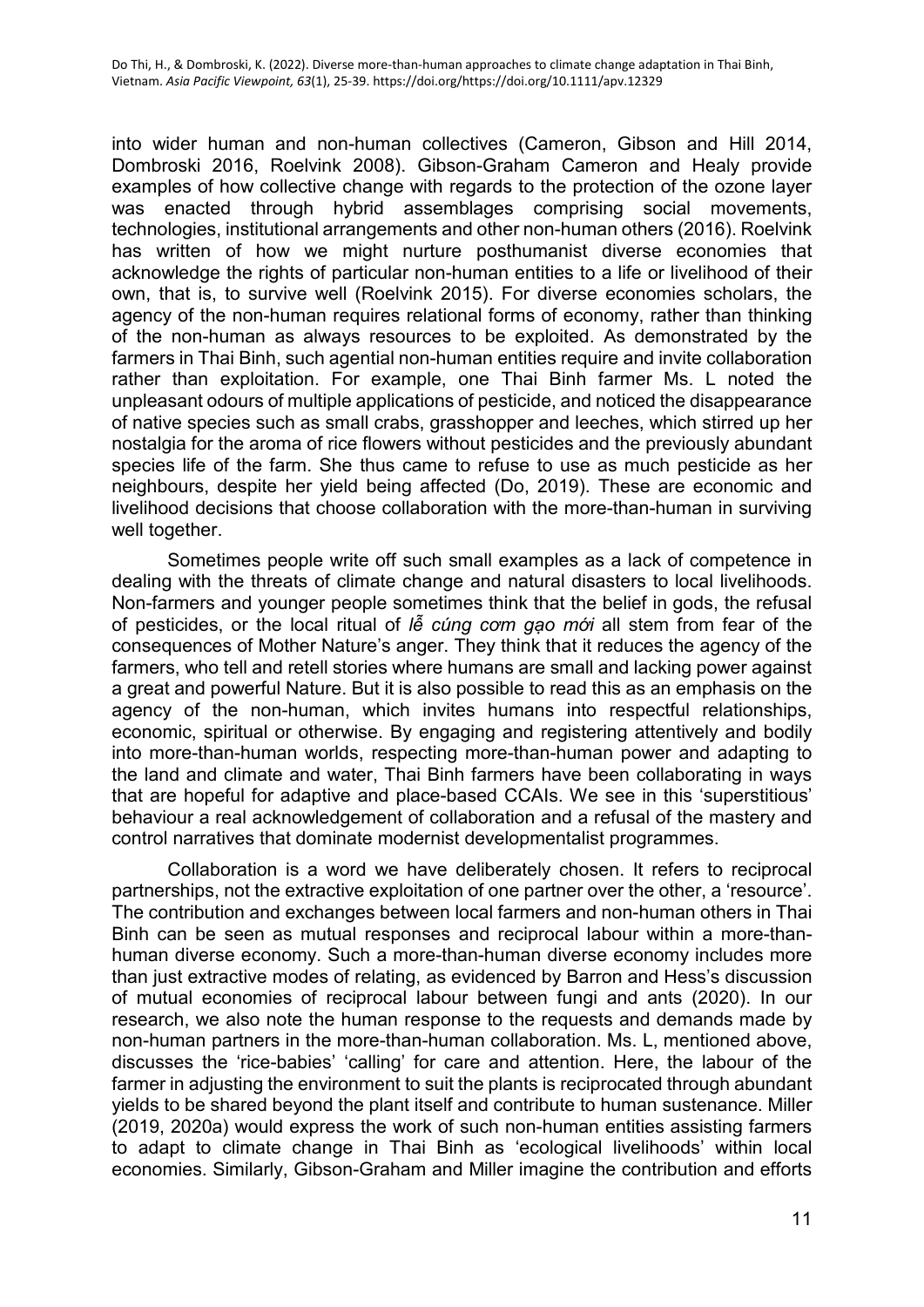into wider human and non-human collectives (Cameron, Gibson and Hill 2014, Dombroski 2016, Roelvink 2008). Gibson-Graham Cameron and Healy provide examples of how collective change with regards to the protection of the ozone layer was enacted through hybrid assemblages comprising social movements, technologies, institutional arrangements and other non-human others (2016). Roelvink has written of how we might nurture posthumanist diverse economies that acknowledge the rights of particular non-human entities to a life or livelihood of their own, that is, to survive well (Roelvink 2015). For diverse economies scholars, the agency of the non-human requires relational forms of economy, rather than thinking of the non-human as always resources to be exploited. As demonstrated by the farmers in Thai Binh, such agential non-human entities require and invite collaboration rather than exploitation. For example, one Thai Binh farmer Ms. L noted the unpleasant odours of multiple applications of pesticide, and noticed the disappearance of native species such as small crabs, grasshopper and leeches, which stirred up her nostalgia for the aroma of rice flowers without pesticides and the previously abundant species life of the farm. She thus came to refuse to use as much pesticide as her neighbours, despite her yield being affected (Do, 2019). These are economic and livelihood decisions that choose collaboration with the more-than-human in surviving well together.

Sometimes people write off such small examples as a lack of competence in dealing with the threats of climate change and natural disasters to local livelihoods. Non-farmers and younger people sometimes think that the belief in gods, the refusal of pesticides, or the local ritual of *lễ cúng cơm gạo mới* all stem from fear of the consequences of Mother Nature's anger. They think that it reduces the agency of the farmers, who tell and retell stories where humans are small and lacking power against a great and powerful Nature. But it is also possible to read this as an emphasis on the agency of the non-human, which invites humans into respectful relationships, economic, spiritual or otherwise. By engaging and registering attentively and bodily into more-than-human worlds, respecting more-than-human power and adapting to the land and climate and water, Thai Binh farmers have been collaborating in ways that are hopeful for adaptive and place-based CCAIs. We see in this 'superstitious' behaviour a real acknowledgement of collaboration and a refusal of the mastery and control narratives that dominate modernist developmentalist programmes.

Collaboration is a word we have deliberately chosen. It refers to reciprocal partnerships, not the extractive exploitation of one partner over the other, a 'resource'. The contribution and exchanges between local farmers and non-human others in Thai Binh can be seen as mutual responses and reciprocal labour within a more-than-human diverse economy. Such a more-than-human diverse economy includes more than just extractive modes of relating, as evidenced by Barron and Hess's discussion of mutual economies of reciprocal labour between fungi and ants (2020). In our research, we also note the human response to the requests and demands made by non-human partners in the more-than-human collaboration. Ms. L, mentioned above, discusses the 'rice-babies' 'calling' for care and attention. Here, the labour of the farmer in adjusting the environment to suit the plants is reciprocated through abundant yields to be shared beyond the plant itself and contribute to human sustenance. Miller (2019, 2020a) would express the work of such non-human entities assisting farmers to adapt to climate change in Thai Binh as 'ecological livelihoods' within local economies. Similarly, Gibson-Graham and Miller imagine the contribution and efforts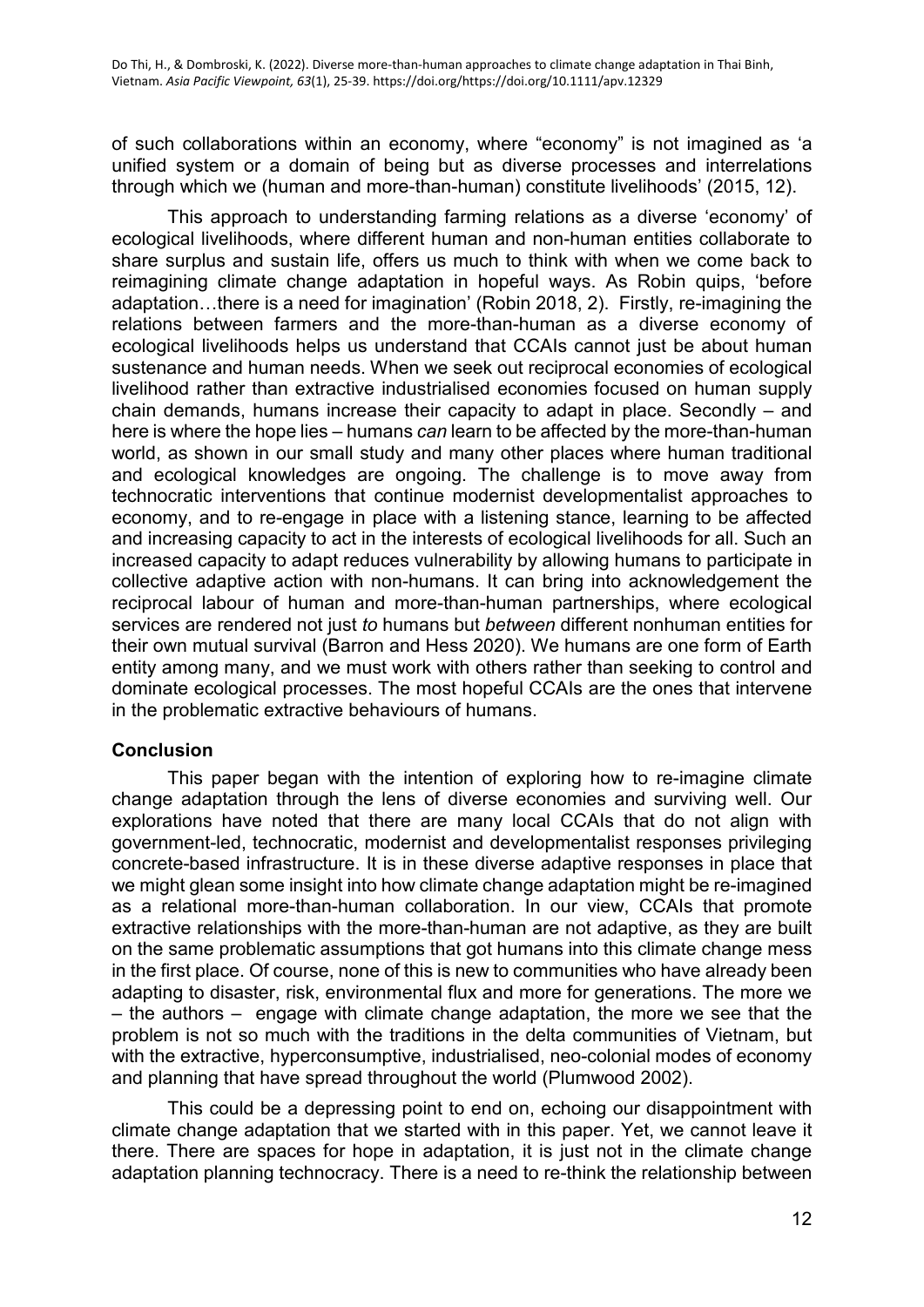of such collaborations within an economy, where "economy" is not imagined as 'a unified system or a domain of being but as diverse processes and interrelations through which we (human and more-than-human) constitute livelihoods' (2015, 12).

This approach to understanding farming relations as a diverse 'economy' of ecological livelihoods, where different human and non-human entities collaborate to share surplus and sustain life, offers us much to think with when we come back to reimagining climate change adaptation in hopeful ways. As Robin quips, 'before adaptation…there is a need for imagination' (Robin 2018, 2). Firstly, re-imagining the relations between farmers and the more-than-human as a diverse economy of ecological livelihoods helps us understand that CCAIs cannot just be about human sustenance and human needs. When we seek out reciprocal economies of ecological livelihood rather than extractive industrialised economies focused on human supply chain demands, humans increase their capacity to adapt in place. Secondly – and here is where the hope lies – humans *can* learn to be affected by the more-than-human world, as shown in our small study and many other places where human traditional and ecological knowledges are ongoing. The challenge is to move away from technocratic interventions that continue modernist developmentalist approaches to economy, and to re-engage in place with a listening stance, learning to be affected and increasing capacity to act in the interests of ecological livelihoods for all. Such an increased capacity to adapt reduces vulnerability by allowing humans to participate in collective adaptive action with non-humans. It can bring into acknowledgement the reciprocal labour of human and more-than-human partnerships, where ecological services are rendered not just *to* humans but *between* different nonhuman entities for their own mutual survival (Barron and Hess 2020). We humans are one form of Earth entity among many, and we must work with others rather than seeking to control and dominate ecological processes. The most hopeful CCAIs are the ones that intervene in the problematic extractive behaviours of humans.

## Conclusion

This paper began with the intention of exploring how to re-imagine climate change adaptation through the lens of diverse economies and surviving well. Our explorations have noted that there are many local CCAIs that do not align with government-led, technocratic, modernist and developmentalist responses privileging concrete-based infrastructure. It is in these diverse adaptive responses in place that we might glean some insight into how climate change adaptation might be re-imagined as a relational more-than-human collaboration. In our view, CCAIs that promote extractive relationships with the more-than-human are not adaptive, as they are built on the same problematic assumptions that got humans into this climate change mess in the first place. Of course, none of this is new to communities who have already been adapting to disaster, risk, environmental flux and more for generations. The more we – the authors – engage with climate change adaptation, the more we see that the problem is not so much with the traditions in the delta communities of Vietnam, but with the extractive, hyperconsumptive, industrialised, neo-colonial modes of economy and planning that have spread throughout the world (Plumwood 2002).

This could be a depressing point to end on, echoing our disappointment with climate change adaptation that we started with in this paper. Yet, we cannot leave it there. There are spaces for hope in adaptation, it is just not in the climate change adaptation planning technocracy. There is a need to re-think the relationship between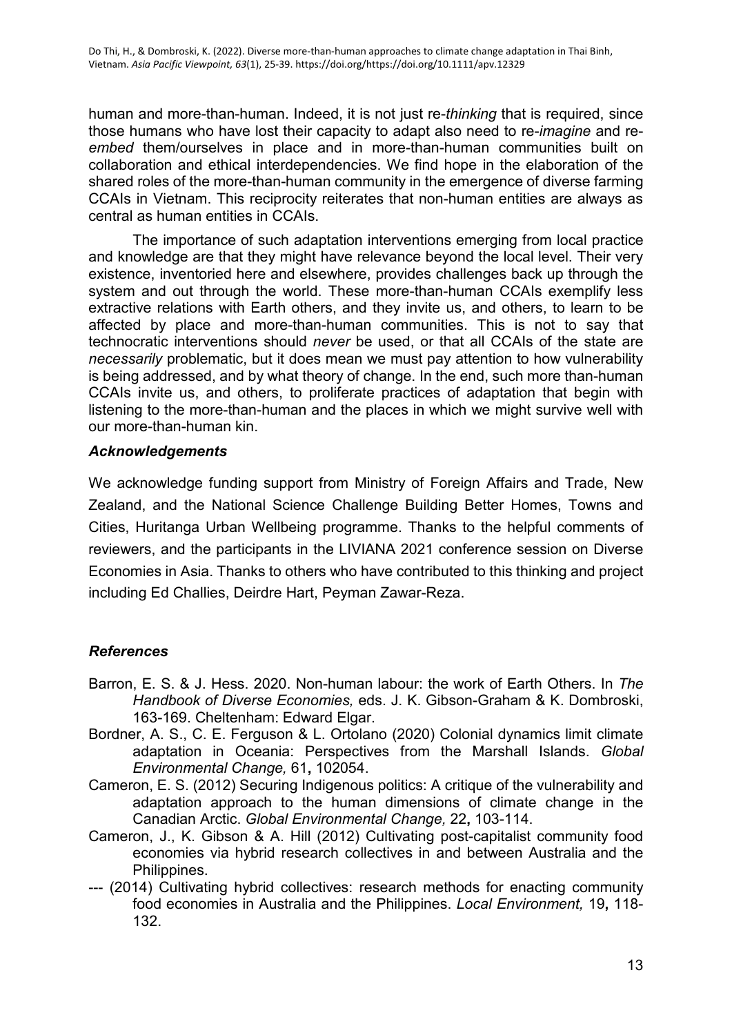human and more-than-human. Indeed, it is not just re-*thinking* that is required, since those humans who have lost their capacity to adapt also need to re-*imagine* and re-*embed* them/ourselves in place and in more-than-human communities built on collaboration and ethical interdependencies. We find hope in the elaboration of the shared roles of the more-than-human community in the emergence of diverse farming CCAIs in Vietnam. This reciprocity reiterates that non-human entities are always as central as human entities in CCAIs.

The importance of such adaptation interventions emerging from local practice and knowledge are that they might have relevance beyond the local level. Their very existence, inventoried here and elsewhere, provides challenges back up through the system and out through the world. These more-than-human CCAIs exemplify less extractive relations with Earth others, and they invite us, and others, to learn to be affected by place and more-than-human communities. This is not to say that technocratic interventions should *never* be used, or that all CCAIs of the state are *necessarily* problematic, but it does mean we must pay attention to how vulnerability is being addressed, and by what theory of change. In the end, such more than-human CCAIs invite us, and others, to proliferate practices of adaptation that begin with listening to the more-than-human and the places in which we might survive well with our more-than-human kin.

### *Acknowledgements*

We acknowledge funding support from Ministry of Foreign Affairs and Trade, New Zealand, and the National Science Challenge Building Better Homes, Towns and Cities, Huritanga Urban Wellbeing programme. Thanks to the helpful comments of reviewers, and the participants in the LIVIANA 2021 conference session on Diverse Economies in Asia. Thanks to others who have contributed to this thinking and project including Ed Challies, Deirdre Hart, Peyman Zawar-Reza.

### *References*

Barron, E. S. & J. Hess. 2020. Non-human labour: the work of Earth Others. In *The Handbook of Diverse Economies,* eds. J. K. Gibson-Graham & K. Dombroski, 163-169. Cheltenham: Edward Elgar.

Bordner, A. S., C. E. Ferguson & L. Ortolano (2020) Colonial dynamics limit climate adaptation in Oceania: Perspectives from the Marshall Islands. *Global Environmental Change,* 61**,** 102054.

Cameron, E. S. (2012) Securing Indigenous politics: A critique of the vulnerability and adaptation approach to the human dimensions of climate change in the Canadian Arctic. *Global Environmental Change,* 22**,** 103-114.

Cameron, J., K. Gibson & A. Hill (2012) Cultivating post-capitalist community food economies via hybrid research collectives in and between Australia and the Philippines.

--- (2014) Cultivating hybrid collectives: research methods for enacting community food economies in Australia and the Philippines. *Local Environment,* 19**,** 118-132.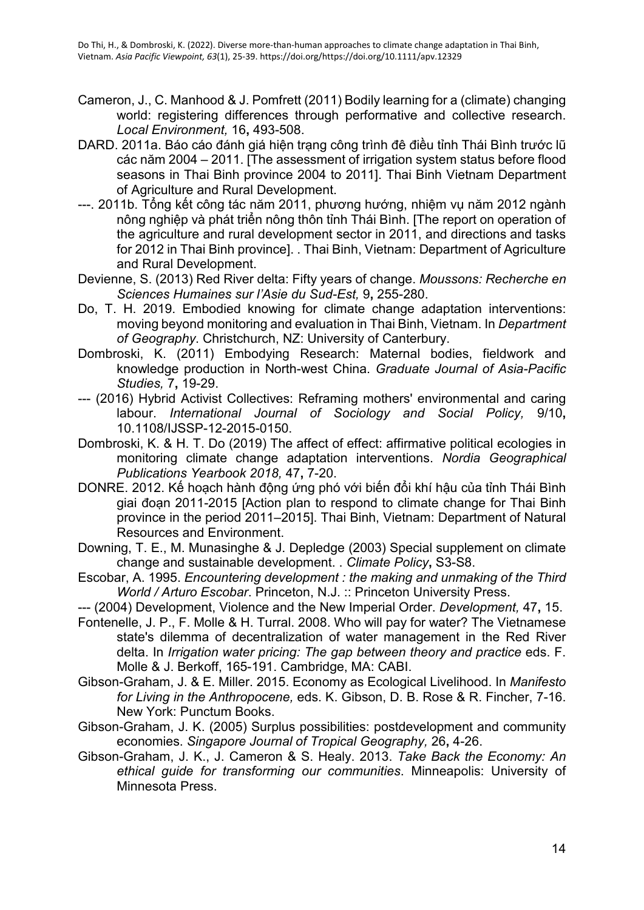Cameron, J., C. Manhood & J. Pomfrett (2011) Bodily learning for a (climate) changing world: registering differences through performative and collective research. *Local Environment,* 16**,** 493-508.

DARD. 2011a. Báo cáo đánh giá hiện trạng công trình đê điều tỉnh Thái Bình trước lũ các năm 2004 – 2011. [The assessment of irrigation system status before flood seasons in Thai Binh province 2004 to 2011]. Thai Binh Vietnam Department of Agriculture and Rural Development.

---. 2011b. Tổng kết công tác năm 2011, phương hướng, nhiệm vụ năm 2012 ngành nông nghiệp và phát triển nông thôn tỉnh Thái Bình. [The report on operation of the agriculture and rural development sector in 2011, and directions and tasks for 2012 in Thai Binh province]. . Thai Binh, Vietnam: Department of Agriculture and Rural Development.

Devienne, S. (2013) Red River delta: Fifty years of change. *Moussons: Recherche en Sciences Humaines sur l'Asie du Sud-Est,* 9**,** 255-280.

Do, T. H. 2019. Embodied knowing for climate change adaptation interventions: moving beyond monitoring and evaluation in Thai Binh, Vietnam. In *Department of Geography*. Christchurch, NZ: University of Canterbury.

Dombroski, K. (2011) Embodying Research: Maternal bodies, fieldwork and knowledge production in North-west China. *Graduate Journal of Asia-Pacific Studies,* 7**,** 19-29.

--- (2016) Hybrid Activist Collectives: Reframing mothers' environmental and caring labour. *International Journal of Sociology and Social Policy,* 9/10**,** 10.1108/IJSSP-12-2015-0150.

Dombroski, K. & H. T. Do (2019) The affect of effect: affirmative political ecologies in monitoring climate change adaptation interventions. *Nordia Geographical Publications Yearbook 2018,* 47**,** 7-20.

DONRE. 2012. Kế hoạch hành động ứng phó với biến đổi khí hậu của tỉnh Thái Bình giai đoạn 2011-2015 [Action plan to respond to climate change for Thai Binh province in the period 2011–2015]. Thai Binh, Vietnam: Department of Natural Resources and Environment.

Downing, T. E., M. Munasinghe & J. Depledge (2003) Special supplement on climate change and sustainable development. . *Climate Policy***,** S3-S8.

Escobar, A. 1995. *Encountering development : the making and unmaking of the Third World / Arturo Escobar*. Princeton, N.J. :: Princeton University Press.

--- (2004) Development, Violence and the New Imperial Order. *Development,* 47**,** 15.

Fontenelle, J. P., F. Molle & H. Turral. 2008. Who will pay for water? The Vietnamese state's dilemma of decentralization of water management in the Red River delta. In *Irrigation water pricing: The gap between theory and practice* eds. F. Molle & J. Berkoff, 165-191. Cambridge, MA: CABI.

Gibson-Graham, J. & E. Miller. 2015. Economy as Ecological Livelihood. In *Manifesto for Living in the Anthropocene,* eds. K. Gibson, D. B. Rose & R. Fincher, 7-16. New York: Punctum Books.

Gibson-Graham, J. K. (2005) Surplus possibilities: postdevelopment and community economies. *Singapore Journal of Tropical Geography,* 26**,** 4-26.

Gibson-Graham, J. K., J. Cameron & S. Healy. 2013. *Take Back the Economy: An ethical guide for transforming our communities*. Minneapolis: University of Minnesota Press.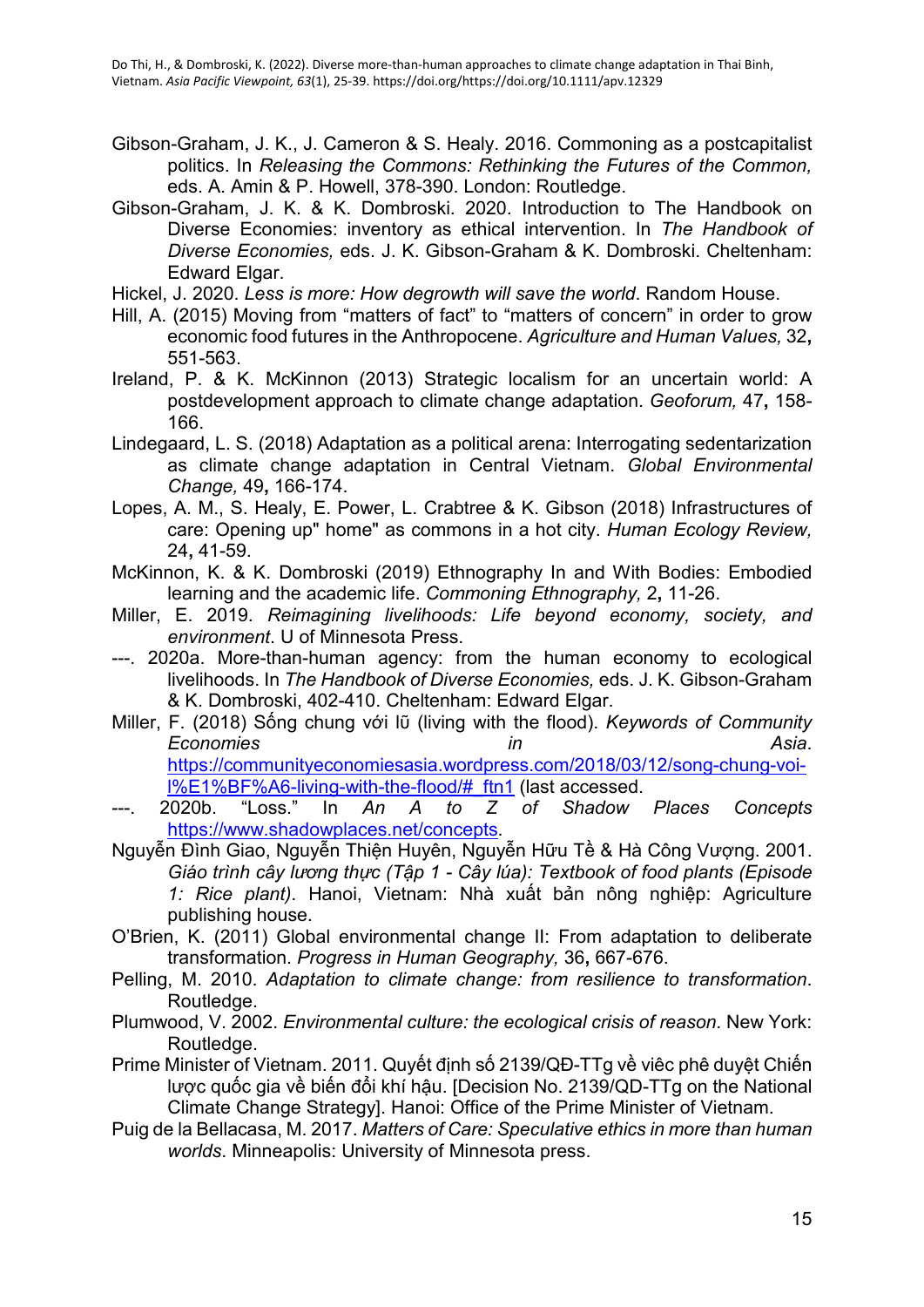Gibson-Graham, J. K., J. Cameron & S. Healy. 2016. Commoning as a postcapitalist politics. In *Releasing the Commons: Rethinking the Futures of the Common,* eds. A. Amin & P. Howell, 378-390. London: Routledge.

Gibson-Graham, J. K. & K. Dombroski. 2020. Introduction to The Handbook on Diverse Economies: inventory as ethical intervention. In *The Handbook of Diverse Economies,* eds. J. K. Gibson-Graham & K. Dombroski. Cheltenham: Edward Elgar.

Hickel, J. 2020. *Less is more: How degrowth will save the world*. Random House.

Hill, A. (2015) Moving from "matters of fact" to "matters of concern" in order to grow economic food futures in the Anthropocene. *Agriculture and Human Values,* 32**,** 551-563.

Ireland, P. & K. McKinnon (2013) Strategic localism for an uncertain world: A postdevelopment approach to climate change adaptation. *Geoforum,* 47**,** 158-166.

Lindegaard, L. S. (2018) Adaptation as a political arena: Interrogating sedentarization as climate change adaptation in Central Vietnam. *Global Environmental Change,* 49**,** 166-174.

Lopes, A. M., S. Healy, E. Power, L. Crabtree & K. Gibson (2018) Infrastructures of care: Opening up" home" as commons in a hot city. *Human Ecology Review,* 24**,** 41-59.

McKinnon, K. & K. Dombroski (2019) Ethnography In and With Bodies: Embodied learning and the academic life. *Commoning Ethnography,* 2**,** 11-26.

Miller, E. 2019. *Reimagining livelihoods: Life beyond economy, society, and environment*. U of Minnesota Press.

---. 2020a. More-than-human agency: from the human economy to ecological livelihoods. In *The Handbook of Diverse Economies,* eds. J. K. Gibson-Graham & K. Dombroski, 402-410. Cheltenham: Edward Elgar.

Miller, F. (2018) Sống chung với lũ (living with the flood). *Keywords of Community Economies in Asia*. https://communityeconomiesasia.wordpress.com/2018/03/12/song-chung-voi-l%E1%BF%A6-living-with-the-flood/#_ftn1 (last accessed.

---. 2020b. "Loss." In *An A to Z of Shadow Places Concepts* https://www.shadowplaces.net/concepts.

Nguyễn Đình Giao, Nguyễn Thiện Huyên, Nguyễn Hữu Tề & Hà Công Vượng. 2001. *Giáo trình cây lương thực (Tập 1 - Cây lúa): Textbook of food plants (Episode 1: Rice plant)*. Hanoi, Vietnam: Nhà xuất bản nông nghiệp: Agriculture publishing house.

O'Brien, K. (2011) Global environmental change II: From adaptation to deliberate transformation. *Progress in Human Geography,* 36**,** 667-676.

Pelling, M. 2010. *Adaptation to climate change: from resilience to transformation*. Routledge.

Plumwood, V. 2002. *Environmental culture: the ecological crisis of reason*. New York: Routledge.

Prime Minister of Vietnam. 2011. Quyết định số 2139/QĐ-TTg về viêc phê duyệt Chiến lược quốc gia về biến đổi khí hậu. [Decision No. 2139/QD-TTg on the National Climate Change Strategy]. Hanoi: Office of the Prime Minister of Vietnam.

Puig de la Bellacasa, M. 2017. *Matters of Care: Speculative ethics in more than human worlds*. Minneapolis: University of Minnesota press.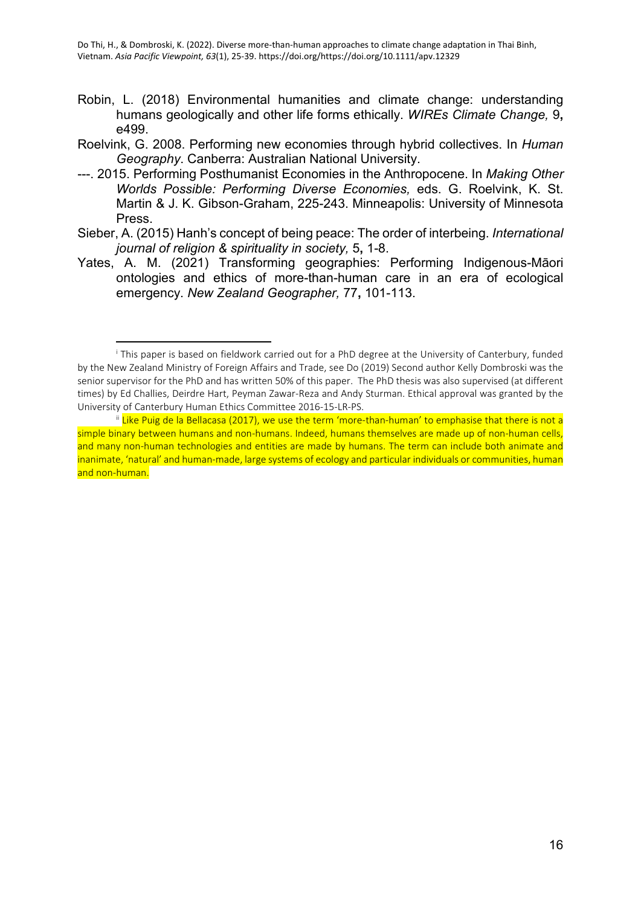Robin, L. (2018) Environmental humanities and climate change: understanding humans geologically and other life forms ethically. *WIREs Climate Change,* 9**,** e499.

Roelvink, G. 2008. Performing new economies through hybrid collectives. In *Human Geography*. Canberra: Australian National University.

---. 2015. Performing Posthumanist Economies in the Anthropocene. In *Making Other Worlds Possible: Performing Diverse Economies,* eds. G. Roelvink, K. St. Martin & J. K. Gibson-Graham, 225-243. Minneapolis: University of Minnesota Press.

Sieber, A. (2015) Hanh's concept of being peace: The order of interbeing. *International journal of religion & spirituality in society,* 5**,** 1-8.

Yates, A. M. (2021) Transforming geographies: Performing Indigenous-Māori ontologies and ethics of more-than-human care in an era of ecological emergency. *New Zealand Geographer,* 77**,** 101-113.

---

[i] This paper is based on fieldwork carried out for a PhD degree at the University of Canterbury, funded by the New Zealand Ministry of Foreign Affairs and Trade, see Do (2019) Second author Kelly Dombroski was the senior supervisor for the PhD and has written 50% of this paper. The PhD thesis was also supervised (at different times) by Ed Challies, Deirdre Hart, Peyman Zawar-Reza and Andy Sturman. Ethical approval was granted by the University of Canterbury Human Ethics Committee 2016-15-LR-PS.

[ii] Like Puig de la Bellacasa (2017), we use the term 'more-than-human' to emphasise that there is not a simple binary between humans and non-humans. Indeed, humans themselves are made up of non-human cells, and many non-human technologies and entities are made by humans. The term can include both animate and inanimate, 'natural' and human-made, large systems of ecology and particular individuals or communities, human and non-human.